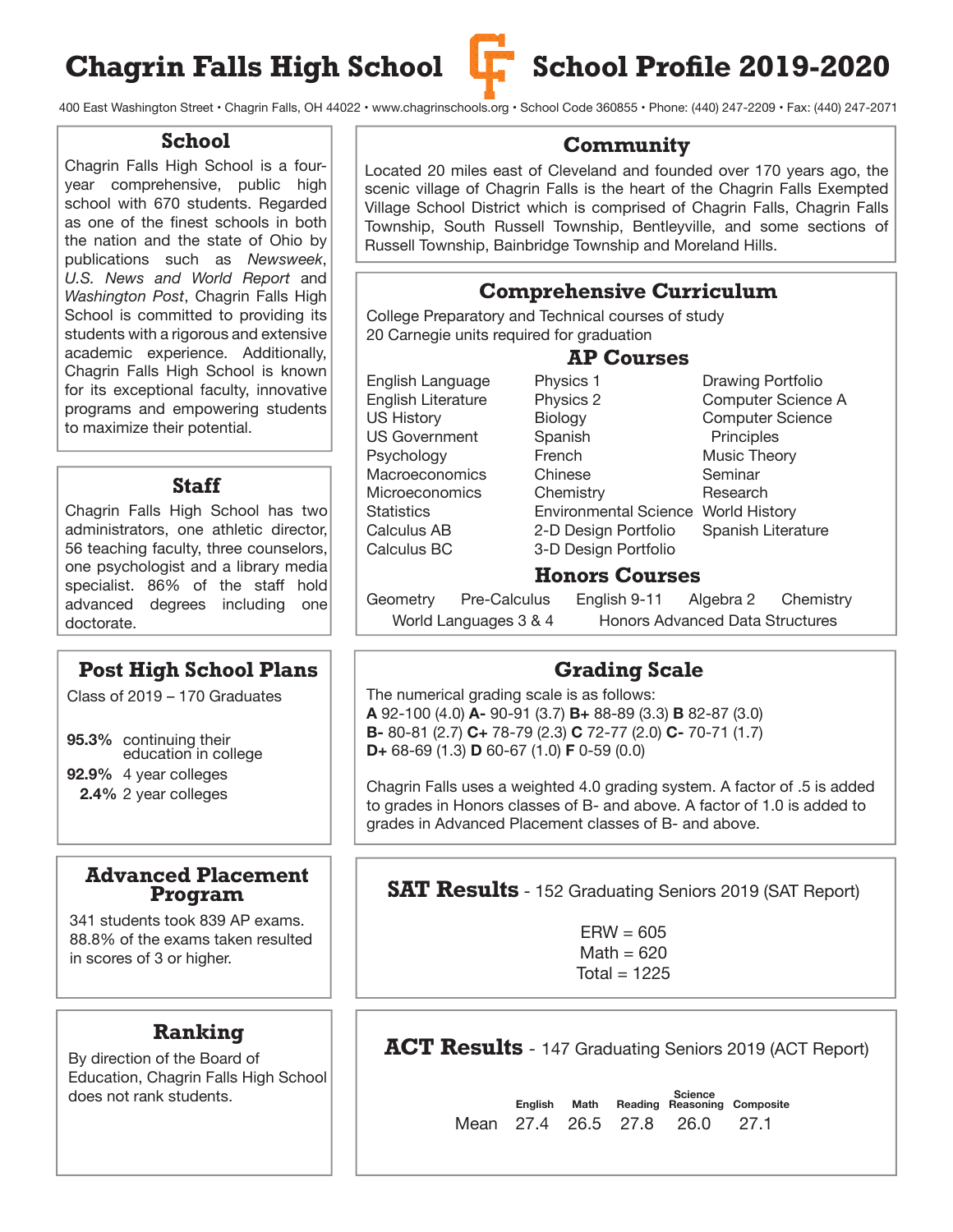# Chagrin Falls High School — School Profile 2019-2020

400 East Washington Street • Chagrin Falls, OH 44022 • www.chagrinschools.org • School Code 360855 • Phone: (440) 247-2209 • Fax: (440) 247-2071

## School

Chagrin Falls High School is a four-year comprehensive, public high school with 670 students. Regarded as one of the finest schools in both the nation and the state of Ohio by publications such as *Newsweek*, *U.S. News and World Report* and *Washington Post*, Chagrin Falls High School is committed to providing its students with a rigorous and extensive academic experience. Additionally, Chagrin Falls High School is known for its exceptional faculty, innovative programs and empowering students to maximize their potential.

## Staff

Chagrin Falls High School has two administrators, one athletic director, 56 teaching faculty, three counselors, one psychologist and a library media specialist. 86% of the staff hold advanced degrees including one doctorate.

## Post High School Plans

Class of 2019 – 170 Graduates

- **95.3%** continuing their education in college
- **92.9%** 4 year colleges
- **2.4%** 2 year colleges

## Advanced Placement Program

341 students took 839 AP exams. 88.8% of the exams taken resulted in scores of 3 or higher.

## Ranking

By direction of the Board of Education, Chagrin Falls High School does not rank students.

## Community

Located 20 miles east of Cleveland and founded over 170 years ago, the scenic village of Chagrin Falls is the heart of the Chagrin Falls Exempted Village School District which is comprised of Chagrin Falls, Chagrin Falls Township, South Russell Township, Bentleyville, and some sections of Russell Township, Bainbridge Township and Moreland Hills.

## Comprehensive Curriculum

College Preparatory and Technical courses of study
20 Carnegie units required for graduation

### AP Courses

| | | |
|---|---|---|
| English Language | Physics 1 | Drawing Portfolio |
| English Literature | Physics 2 | Computer Science A |
| US History | Biology | Computer Science Principles |
| US Government | Spanish | Music Theory |
| Psychology | French | Seminar |
| Macroeconomics | Chinese | Research |
| Microeconomics | Chemistry | World History |
| Statistics | Environmental Science | Spanish Literature |
| Calculus AB | 2-D Design Portfolio | |
| Calculus BC | 3-D Design Portfolio | |

### Honors Courses

Geometry, Pre-Calculus, English 9-11, Algebra 2, Chemistry, World Languages 3 & 4, Honors Advanced Data Structures

## Grading Scale

The numerical grading scale is as follows:
**A** 92-100 (4.0) **A-** 90-91 (3.7) **B+** 88-89 (3.3) **B** 82-87 (3.0)
**B-** 80-81 (2.7) **C+** 78-79 (2.3) **C** 72-77 (2.0) **C-** 70-71 (1.7)
**D+** 68-69 (1.3) **D** 60-67 (1.0) **F** 0-59 (0.0)

Chagrin Falls uses a weighted 4.0 grading system. A factor of .5 is added to grades in Honors classes of B- and above. A factor of 1.0 is added to grades in Advanced Placement classes of B- and above.

## SAT Results - 152 Graduating Seniors 2019 (SAT Report)

ERW = 605
Math = 620
Total = 1225

## ACT Results - 147 Graduating Seniors 2019 (ACT Report)

| | English | Math | Reading | Science Reasoning | Composite |
|---|---|---|---|---|---|
| Mean | 27.4 | 26.5 | 27.8 | 26.0 | 27.1 |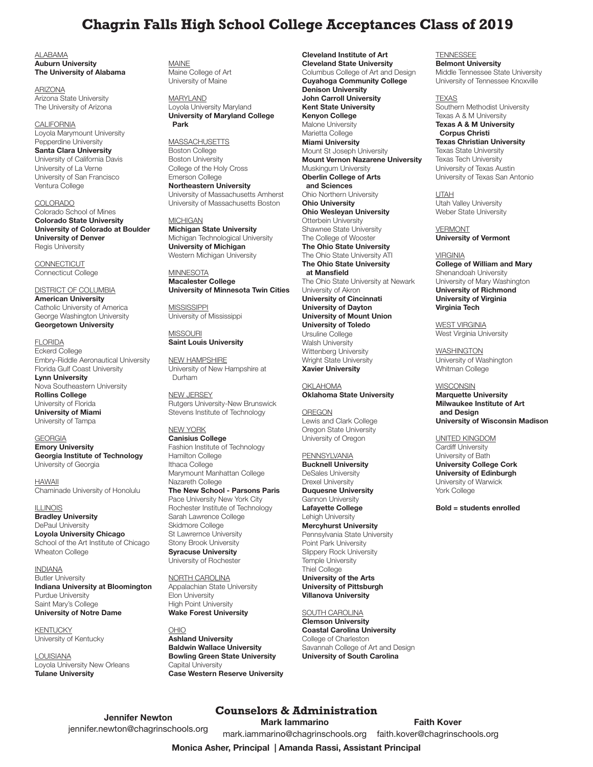# Chagrin Falls High School College Acceptances Class of 2019

ALABAMA
**Auburn University**
**The University of Alabama**

ARIZONA
Arizona State University
The University of Arizona

CALIFORNIA
Loyola Marymount University
Pepperdine University
**Santa Clara University**
University of California Davis
University of La Verne
University of San Francisco
Ventura College

COLORADO
Colorado School of Mines
**Colorado State University**
**University of Colorado at Boulder**
**University of Denver**
Regis University

CONNECTICUT
Connecticut College

DISTRICT OF COLUMBIA
**American University**
Catholic University of America
George Washington University
**Georgetown University**

FLORIDA
Eckerd College
Embry-Riddle Aeronautical University
Florida Gulf Coast University
**Lynn University**
Nova Southeastern University
**Rollins College**
University of Florida
**University of Miami**
University of Tampa

GEORGIA
**Emory University**
**Georgia Institute of Technology**
University of Georgia

HAWAII
Chaminade University of Honolulu

ILLINOIS
**Bradley University**
DePaul University
**Loyola University Chicago**
School of the Art Institute of Chicago
Wheaton College

INDIANA
Butler University
**Indiana University at Bloomington**
Purdue University
Saint Mary's College
**University of Notre Dame**

KENTUCKY
University of Kentucky

LOUISIANA
Loyola University New Orleans
**Tulane University**

MAINE
Maine College of Art
University of Maine

MARYLAND
Loyola University Maryland
**University of Maryland College Park**

MASSACHUSETTS
Boston College
Boston University
College of the Holy Cross
Emerson College
**Northeastern University**
University of Massachusetts Amherst
University of Massachusetts Boston

MICHIGAN
**Michigan State University**
Michigan Technological University
**University of Michigan**
Western Michigan University

MINNESOTA
**Macalester College**
**University of Minnesota Twin Cities**

MISSISSIPPI
University of Mississippi

MISSOURI
**Saint Louis University**

NEW HAMPSHIRE
University of New Hampshire at Durham

NEW JERSEY
Rutgers University-New Brunswick
Stevens Institute of Technology

NEW YORK
**Canisius College**
Fashion Institute of Technology
Hamilton College
Ithaca College
Marymount Manhattan College
Nazareth College
**The New School - Parsons Paris**
Pace University New York City
Rochester Institute of Technology
Sarah Lawrence College
Skidmore College
St Lawrernce University
Stony Brook University
**Syracuse University**
University of Rochester

NORTH CAROLINA
Appalachian State University
Elon University
High Point University
**Wake Forest University**

OHIO
**Ashland University**
**Baldwin Wallace University**
**Bowling Green State University**
Capital University
**Case Western Reserve University**
**Cleveland Institute of Art**
**Cleveland State University**
Columbus College of Art and Design
**Cuyahoga Community College**
**Denison University**
**John Carroll University**
**Kent State University**
**Kenyon College**
Malone University
Marietta College
**Miami University**
Mount St Joseph University
**Mount Vernon Nazarene University**
Muskingum University
**Oberlin College of Arts and Sciences**
Ohio Northern University
**Ohio University**
**Ohio Wesleyan University**
Otterbein University
Shawnee State University
The College of Wooster
**The Ohio State University**
The Ohio State University ATI
**The Ohio State University at Mansfield**
The Ohio State University at Newark
University of Akron
**University of Cincinnati**
**University of Dayton**
**University of Mount Union**
**University of Toledo**
Ursuline College
Walsh University
Wittenberg University
Wright State University
**Xavier University**

OKLAHOMA
**Oklahoma State University**

OREGON
Lewis and Clark College
Oregon State University
University of Oregon

PENNSYLVANIA
**Bucknell University**
DeSales University
Drexel University
**Duquesne University**
Gannon University
**Lafayette College**
Lehigh University
**Mercyhurst University**
Pennsylvania State University
Point Park University
Slippery Rock University
Temple University
Thiel College
**University of the Arts**
**University of Pittsburgh**
**Villanova University**

SOUTH CAROLINA
**Clemson University**
**Coastal Carolina University**
College of Charleston
Savannah College of Art and Design
**University of South Carolina**

TENNESSEE
**Belmont University**
Middle Tennessee State University
University of Tennessee Knoxville

TEXAS
Southern Methodist University
Texas A & M University
**Texas A & M University Corpus Christi**
**Texas Christian University**
Texas State University
Texas Tech University
University of Texas Austin
University of Texas San Antonio

UTAH
Utah Valley University
Weber State University

VERMONT
**University of Vermont**

VIRGINIA
**College of William and Mary**
Shenandoah University
University of Mary Washington
**University of Richmond**
**University of Virginia**
**Virginia Tech**

WEST VIRGINIA
West Virginia University

WASHINGTON
University of Washington
Whitman College

WISCONSIN
**Marquette University**
**Milwaukee Institute of Art and Design**
**University of Wisconsin Madison**

UNITED KINGDOM
Cardiff University
University of Bath
**University College Cork**
**University of Edinburgh**
University of Warwick
York College

**Bold = students enrolled**

## Counselors & Administration

**Jennifer Newton**
jennifer.newton@chagrinschools.org

**Mark Iammarino**
mark.iammarino@chagrinschools.org

**Faith Kover**
faith.kover@chagrinschools.org

**Monica Asher, Principal | Amanda Rassi, Assistant Principal**